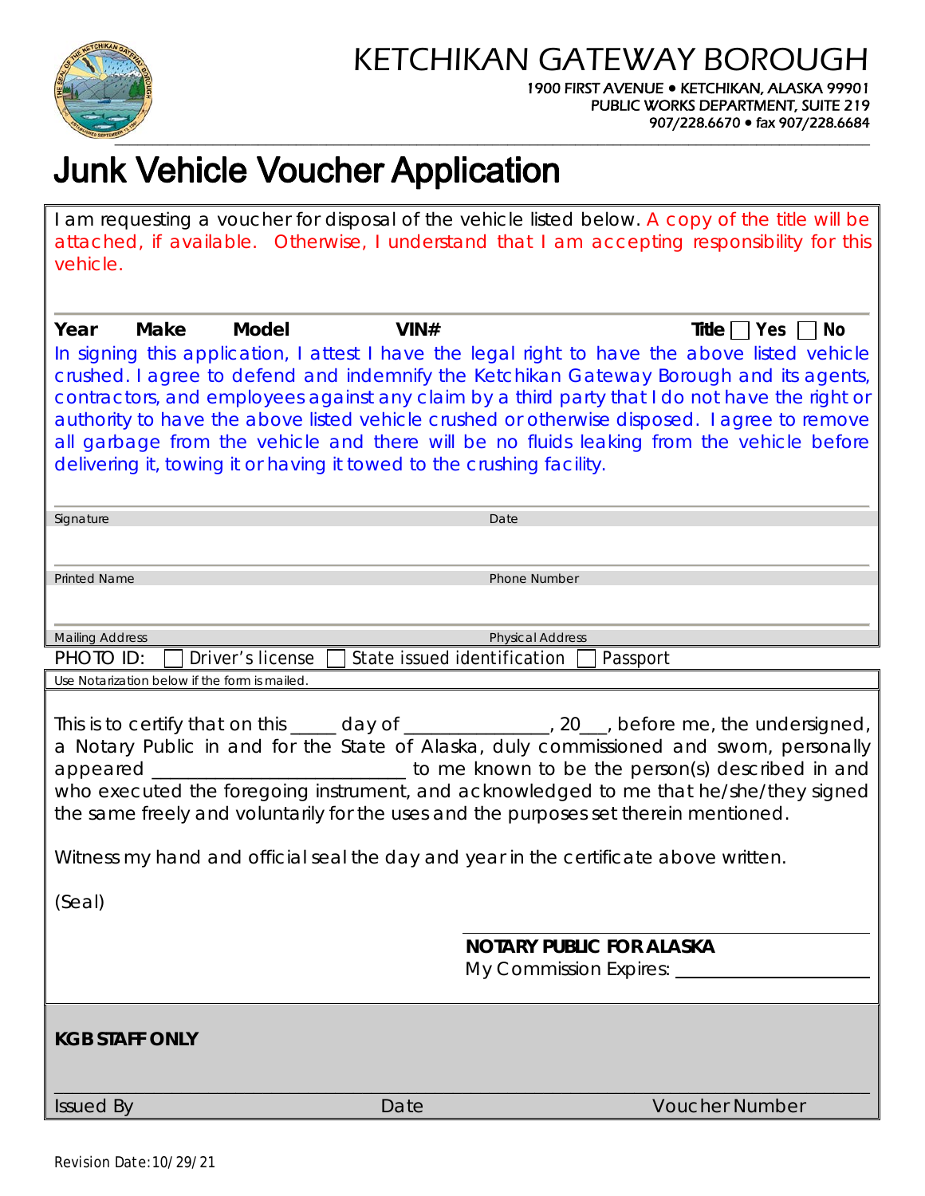# KETCHIKAN GATEWAY BOROUGH

1900 FIRST AVENUE • KETCHIKAN, ALASKA 99901
PUBLIC WORKS DEPARTMENT, SUITE 219
907/228.6670 • fax 907/228.6684

# Junk Vehicle Voucher Application

I am requesting a voucher for disposal of the vehicle listed below. A copy of the title will be attached, if available. Otherwise, I understand that I am accepting responsibility for this vehicle.

**Year** **Make** **Model** **VIN#** **Title** ☐ **Yes** ☐ **No**

In signing this application, I attest I have the legal right to have the above listed vehicle crushed. I agree to defend and indemnify the Ketchikan Gateway Borough and its agents, contractors, and employees against any claim by a third party that I do not have the right or authority to have the above listed vehicle crushed or otherwise disposed. I agree to remove all garbage from the vehicle and there will be no fluids leaking from the vehicle before delivering it, towing it or having it towed to the crushing facility.

| Signature | Date |
|---|---|
| Printed Name | Phone Number |
| Mailing Address | Physical Address |

PHOTO ID: ☐ Driver's license ☐ State issued identification ☐ Passport

Use Notarization below if the form is mailed.

This is to certify that on this _____ day of _______________, 20___, before me, the undersigned, a Notary Public in and for the State of Alaska, duly commissioned and sworn, personally appeared ___________________________ to me known to be the person(s) described in and who executed the foregoing instrument, and acknowledged to me that he/she/they signed the same freely and voluntarily for the uses and the purposes set therein mentioned.

Witness my hand and official seal the day and year in the certificate above written.

(Seal)

**NOTARY PUBLIC FOR ALASKA**
My Commission Expires: ____________________

**KGB STAFF ONLY**

| Issued By | Date | Voucher Number |
|---|---|---|

Revision Date: 10/29/21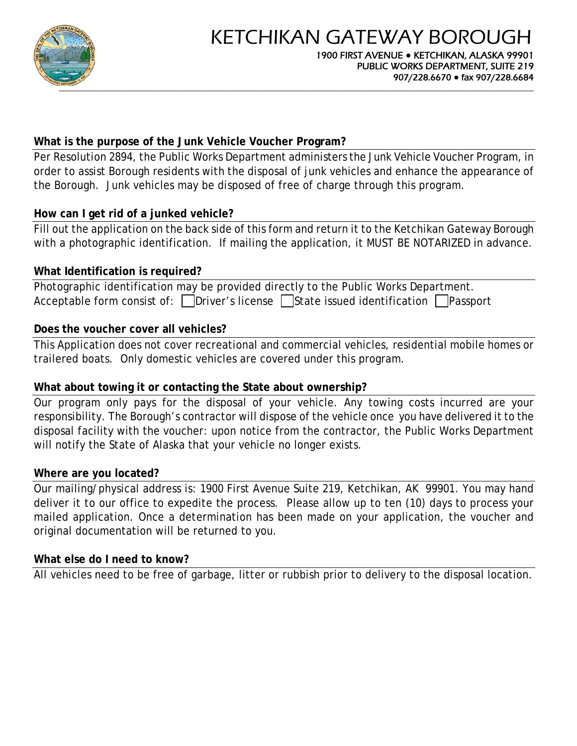# KETCHIKAN GATEWAY BOROUGH

1900 FIRST AVENUE • KETCHIKAN, ALASKA 99901
PUBLIC WORKS DEPARTMENT, SUITE 219
907/228.6670 • fax 907/228.6684

**What is the purpose of the Junk Vehicle Voucher Program?**

Per Resolution 2894, the Public Works Department administers the Junk Vehicle Voucher Program, in order to assist Borough residents with the disposal of junk vehicles and enhance the appearance of the Borough. Junk vehicles may be disposed of free of charge through this program.

**How can I get rid of a junked vehicle?**

Fill out the application on the back side of this form and return it to the Ketchikan Gateway Borough with a photographic identification. If mailing the application, it MUST BE NOTARIZED in advance.

**What Identification is required?**

Photographic identification may be provided directly to the Public Works Department.
Acceptable form consist of: ☐ Driver's license ☐ State issued identification ☐ Passport

**Does the voucher cover all vehicles?**

This Application does not cover recreational and commercial vehicles, residential mobile homes or trailered boats. Only domestic vehicles are covered under this program.

**What about towing it or contacting the State about ownership?**

Our program only pays for the disposal of your vehicle. Any towing costs incurred are your responsibility. The Borough's contractor will dispose of the vehicle once you have delivered it to the disposal facility with the voucher: upon notice from the contractor, the Public Works Department will notify the State of Alaska that your vehicle no longer exists.

**Where are you located?**

Our mailing/physical address is: 1900 First Avenue Suite 219, Ketchikan, AK 99901. You may hand deliver it to our office to expedite the process. Please allow up to ten (10) days to process your mailed application. Once a determination has been made on your application, the voucher and original documentation will be returned to you.

**What else do I need to know?**

All vehicles need to be free of garbage, litter or rubbish prior to delivery to the disposal location.